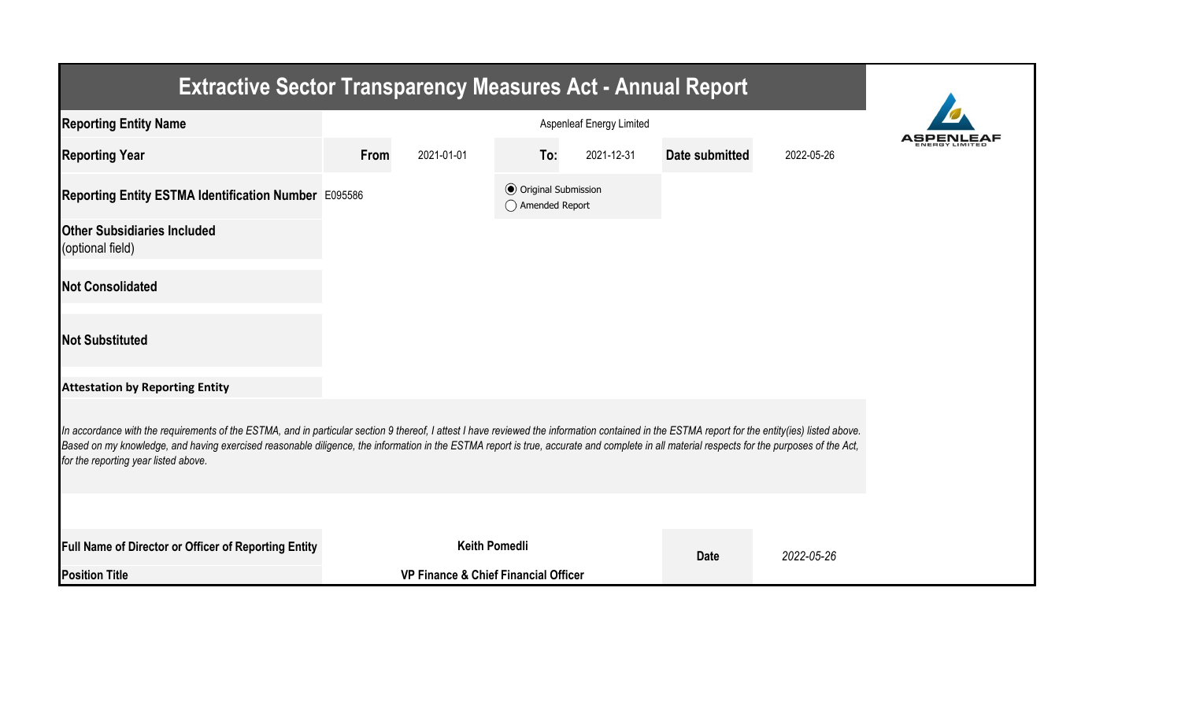# Extractive Sector Transparency Measures Act - Annual Report

| | | | | | | |
|---|---|---|---|---|---|---|
| **Reporting Entity Name** | Aspenleaf Energy Limited | | | | | |
| **Reporting Year** | **From** | 2021-01-01 | **To:** | 2021-12-31 | **Date submitted** | 2022-05-26 |
| **Reporting Entity ESTMA Identification Number** | E095586 | | (●) Original Submission<br>( ) Amended Report | | | |
| **Other Subsidiaries Included** (optional field) | | | | | | |
| **Not Consolidated** | | | | | | |
| **Not Substituted** | | | | | | |

**Attestation by Reporting Entity**

*In accordance with the requirements of the ESTMA, and in particular section 9 thereof, I attest I have reviewed the information contained in the ESTMA report for the entity(ies) listed above. Based on my knowledge, and having exercised reasonable diligence, the information in the ESTMA report is true, accurate and complete in all material respects for the purposes of the Act, for the reporting year listed above.*

| | | | |
|---|---|---|---|
| **Full Name of Director or Officer of Reporting Entity** | **Keith Pomedli** | **Date** | *2022-05-26* |
| **Position Title** | **VP Finance & Chief Financial Officer** | | |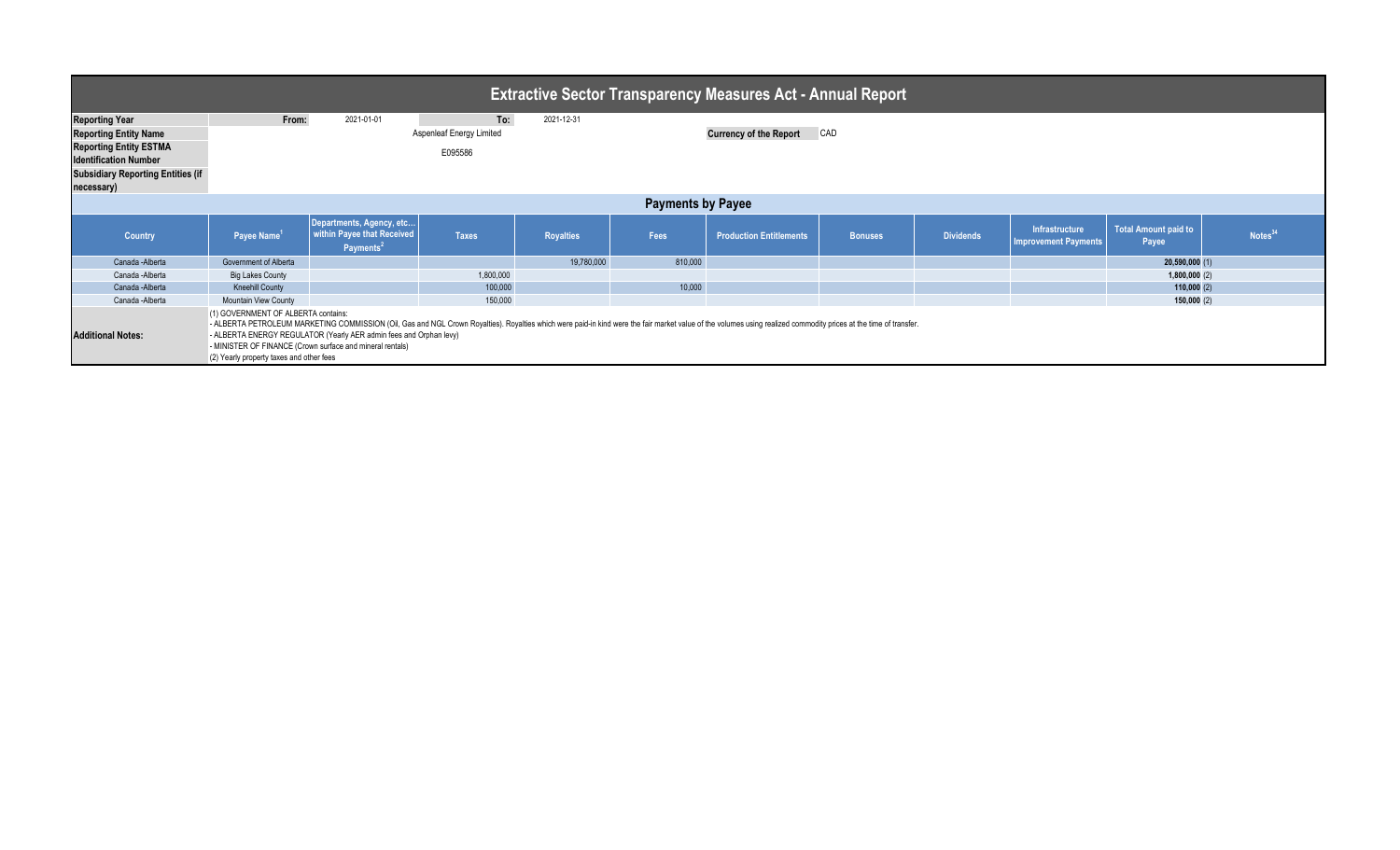# Extractive Sector Transparency Measures Act - Annual Report

| | | | | | | | |
|---|---|---|---|---|---|---|---|
| **Reporting Year** | From: | 2021-01-01 | To: | 2021-12-31 | | | |
| **Reporting Entity Name** | | | Aspenleaf Energy Limited | | | **Currency of the Report** | CAD |
| **Reporting Entity ESTMA Identification Number** | | | E095586 | | | | |
| **Subsidiary Reporting Entities (if necessary)** | | | | | | | |

## Payments by Payee

| Country | Payee Name[1] | Departments, Agency, etc… within Payee that Received Payments[2] | Taxes | Royalties | Fees | Production Entitlements | Bonuses | Dividends | Infrastructure Improvement Payments | Total Amount paid to Payee | Notes[34] |
|---|---|---|---|---|---|---|---|---|---|---|---|
| Canada -Alberta | Government of Alberta | | | 19,780,000 | 810,000 | | | | | 20,590,000 | (1) |
| Canada -Alberta | Big Lakes County | | 1,800,000 | | | | | | | 1,800,000 | (2) |
| Canada -Alberta | Kneehill County | | 100,000 | | 10,000 | | | | | 110,000 | (2) |
| Canada -Alberta | Mountain View County | | 150,000 | | | | | | | 150,000 | (2) |

**Additional Notes:**

(1) GOVERNMENT OF ALBERTA contains:
- ALBERTA PETROLEUM MARKETING COMMISSION (Oil, Gas and NGL Crown Royalties). Royalties which were paid-in kind were the fair market value of the volumes using realized commodity prices at the time of transfer.
- ALBERTA ENERGY REGULATOR (Yearly AER admin fees and Orphan levy)
- MINISTER OF FINANCE (Crown surface and mineral rentals)

(2) Yearly property taxes and other fees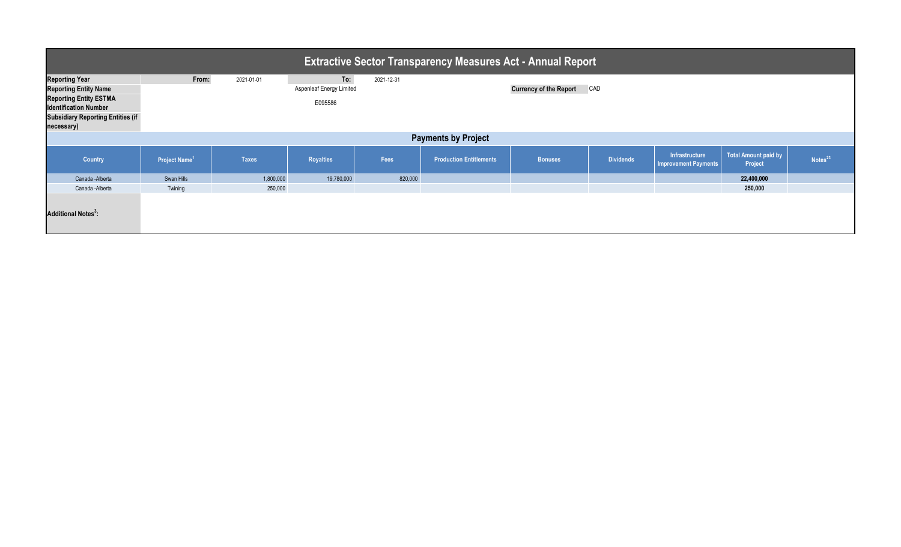# Extractive Sector Transparency Measures Act - Annual Report

| | | | | |
|---|---|---|---|---|
| **Reporting Year** | **From:** | 2021-01-01 | **To:** | 2021-12-31 |
| **Reporting Entity Name** | | Aspenleaf Energy Limited | | |
| **Reporting Entity ESTMA Identification Number** | | E095586 | | |
| **Subsidiary Reporting Entities (if necessary)** | | | | |

**Currency of the Report** CAD

## Payments by Project

| Country | Project Name[1] | Taxes | Royalties | Fees | Production Entitlements | Bonuses | Dividends | Infrastructure Improvement Payments | Total Amount paid by Project | Notes[23] |
|---|---|---|---|---|---|---|---|---|---|---|
| Canada -Alberta | Swan Hills | 1,800,000 | 19,780,000 | 820,000 | | | | | **22,400,000** | |
| Canada -Alberta | Twining | 250,000 | | | | | | | **250,000** | |

**Additional Notes[3]:**